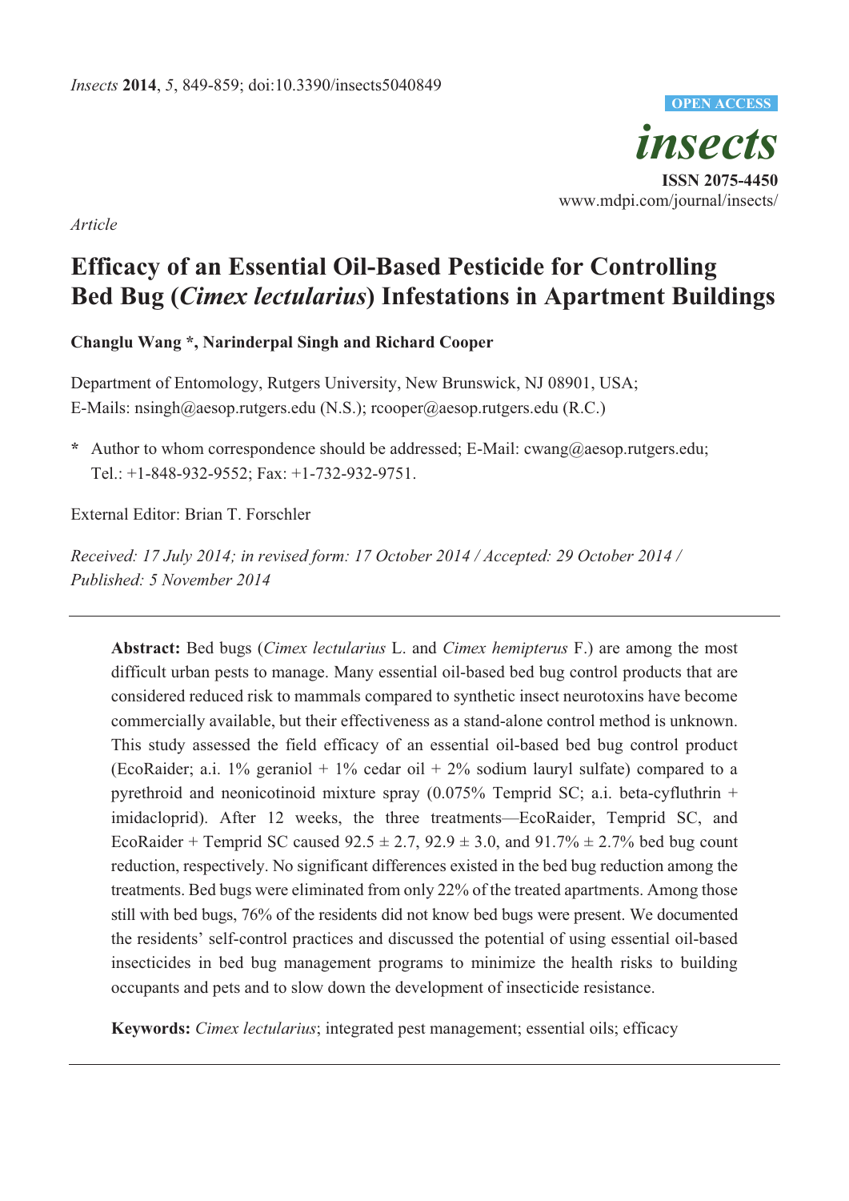*Article*

# Efficacy of an Essential Oil-Based Pesticide for Controlling Bed Bug (*Cimex lectularius*) Infestations in Apartment Buildings

**Changlu Wang *, Narinderpal Singh and Richard Cooper**

Department of Entomology, Rutgers University, New Brunswick, NJ 08901, USA;
E-Mails: nsingh@aesop.rutgers.edu (N.S.); rcooper@aesop.rutgers.edu (R.C.)

* Author to whom correspondence should be addressed; E-Mail: cwang@aesop.rutgers.edu;
Tel.: +1-848-932-9552; Fax: +1-732-932-9751.

External Editor: Brian T. Forschler

*Received: 17 July 2014; in revised form: 17 October 2014 / Accepted: 29 October 2014 / Published: 5 November 2014*

---

**Abstract:** Bed bugs (*Cimex lectularius* L. and *Cimex hemipterus* F.) are among the most difficult urban pests to manage. Many essential oil-based bed bug control products that are considered reduced risk to mammals compared to synthetic insect neurotoxins have become commercially available, but their effectiveness as a stand-alone control method is unknown. This study assessed the field efficacy of an essential oil-based bed bug control product (EcoRaider; a.i. 1% geraniol + 1% cedar oil + 2% sodium lauryl sulfate) compared to a pyrethroid and neonicotinoid mixture spray (0.075% Temprid SC; a.i. beta-cyfluthrin + imidacloprid). After 12 weeks, the three treatments—EcoRaider, Temprid SC, and EcoRaider + Temprid SC caused 92.5 ± 2.7, 92.9 ± 3.0, and 91.7% ± 2.7% bed bug count reduction, respectively. No significant differences existed in the bed bug reduction among the treatments. Bed bugs were eliminated from only 22% of the treated apartments. Among those still with bed bugs, 76% of the residents did not know bed bugs were present. We documented the residents' self-control practices and discussed the potential of using essential oil-based insecticides in bed bug management programs to minimize the health risks to building occupants and pets and to slow down the development of insecticide resistance.

**Keywords:** *Cimex lectularius*; integrated pest management; essential oils; efficacy

---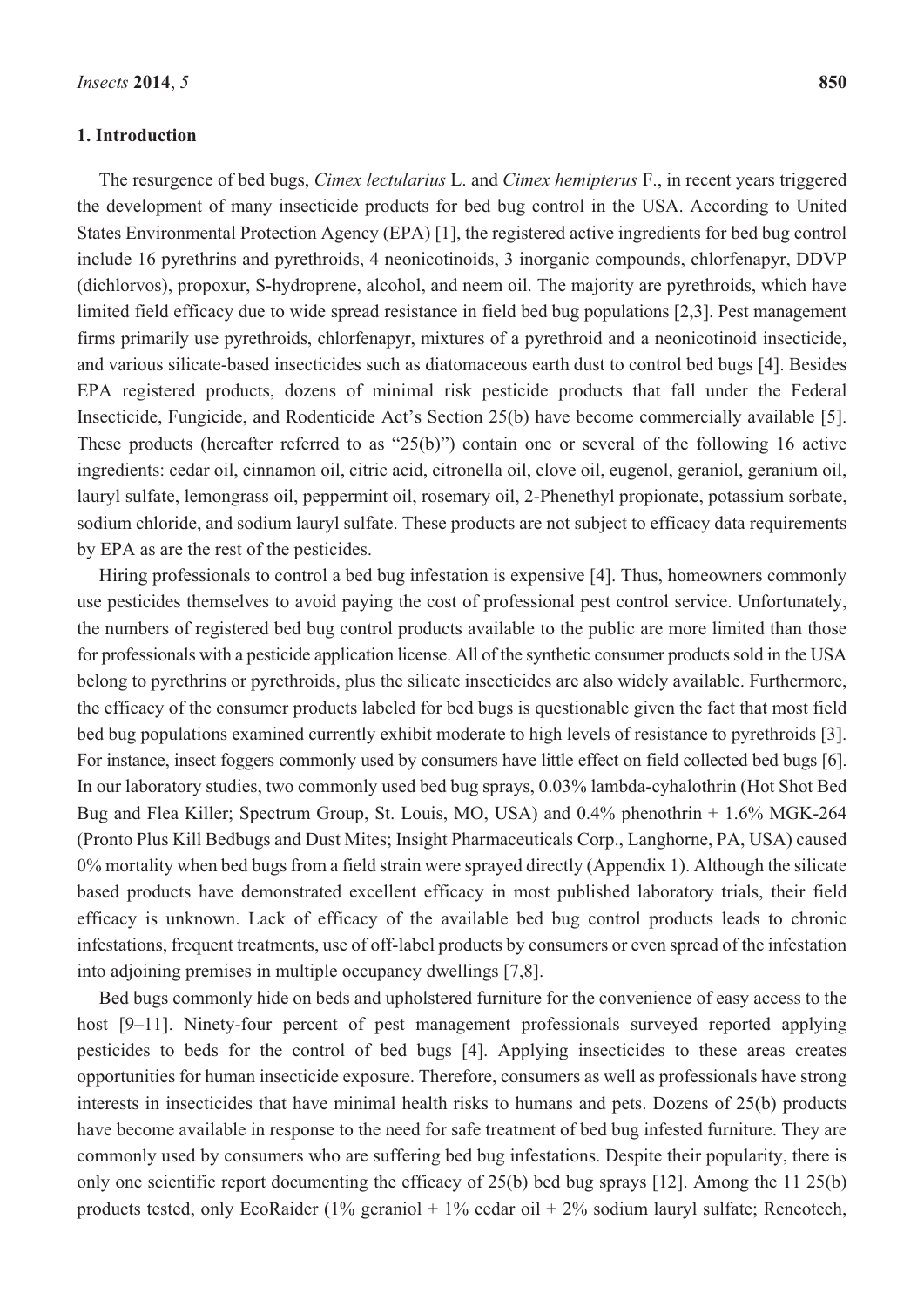## 1. Introduction

The resurgence of bed bugs, *Cimex lectularius* L. and *Cimex hemipterus* F., in recent years triggered the development of many insecticide products for bed bug control in the USA. According to United States Environmental Protection Agency (EPA) [1], the registered active ingredients for bed bug control include 16 pyrethrins and pyrethroids, 4 neonicotinoids, 3 inorganic compounds, chlorfenapyr, DDVP (dichlorvos), propoxur, S-hydroprene, alcohol, and neem oil. The majority are pyrethroids, which have limited field efficacy due to wide spread resistance in field bed bug populations [2,3]. Pest management firms primarily use pyrethroids, chlorfenapyr, mixtures of a pyrethroid and a neonicotinoid insecticide, and various silicate-based insecticides such as diatomaceous earth dust to control bed bugs [4]. Besides EPA registered products, dozens of minimal risk pesticide products that fall under the Federal Insecticide, Fungicide, and Rodenticide Act's Section 25(b) have become commercially available [5]. These products (hereafter referred to as "25(b)") contain one or several of the following 16 active ingredients: cedar oil, cinnamon oil, citric acid, citronella oil, clove oil, eugenol, geraniol, geranium oil, lauryl sulfate, lemongrass oil, peppermint oil, rosemary oil, 2-Phenethyl propionate, potassium sorbate, sodium chloride, and sodium lauryl sulfate. These products are not subject to efficacy data requirements by EPA as are the rest of the pesticides.

Hiring professionals to control a bed bug infestation is expensive [4]. Thus, homeowners commonly use pesticides themselves to avoid paying the cost of professional pest control service. Unfortunately, the numbers of registered bed bug control products available to the public are more limited than those for professionals with a pesticide application license. All of the synthetic consumer products sold in the USA belong to pyrethrins or pyrethroids, plus the silicate insecticides are also widely available. Furthermore, the efficacy of the consumer products labeled for bed bugs is questionable given the fact that most field bed bug populations examined currently exhibit moderate to high levels of resistance to pyrethroids [3]. For instance, insect foggers commonly used by consumers have little effect on field collected bed bugs [6]. In our laboratory studies, two commonly used bed bug sprays, 0.03% lambda-cyhalothrin (Hot Shot Bed Bug and Flea Killer; Spectrum Group, St. Louis, MO, USA) and 0.4% phenothrin + 1.6% MGK-264 (Pronto Plus Kill Bedbugs and Dust Mites; Insight Pharmaceuticals Corp., Langhorne, PA, USA) caused 0% mortality when bed bugs from a field strain were sprayed directly (Appendix 1). Although the silicate based products have demonstrated excellent efficacy in most published laboratory trials, their field efficacy is unknown. Lack of efficacy of the available bed bug control products leads to chronic infestations, frequent treatments, use of off-label products by consumers or even spread of the infestation into adjoining premises in multiple occupancy dwellings [7,8].

Bed bugs commonly hide on beds and upholstered furniture for the convenience of easy access to the host [9–11]. Ninety-four percent of pest management professionals surveyed reported applying pesticides to beds for the control of bed bugs [4]. Applying insecticides to these areas creates opportunities for human insecticide exposure. Therefore, consumers as well as professionals have strong interests in insecticides that have minimal health risks to humans and pets. Dozens of 25(b) products have become available in response to the need for safe treatment of bed bug infested furniture. They are commonly used by consumers who are suffering bed bug infestations. Despite their popularity, there is only one scientific report documenting the efficacy of 25(b) bed bug sprays [12]. Among the 11 25(b) products tested, only EcoRaider (1% geraniol + 1% cedar oil + 2% sodium lauryl sulfate; Reneotech,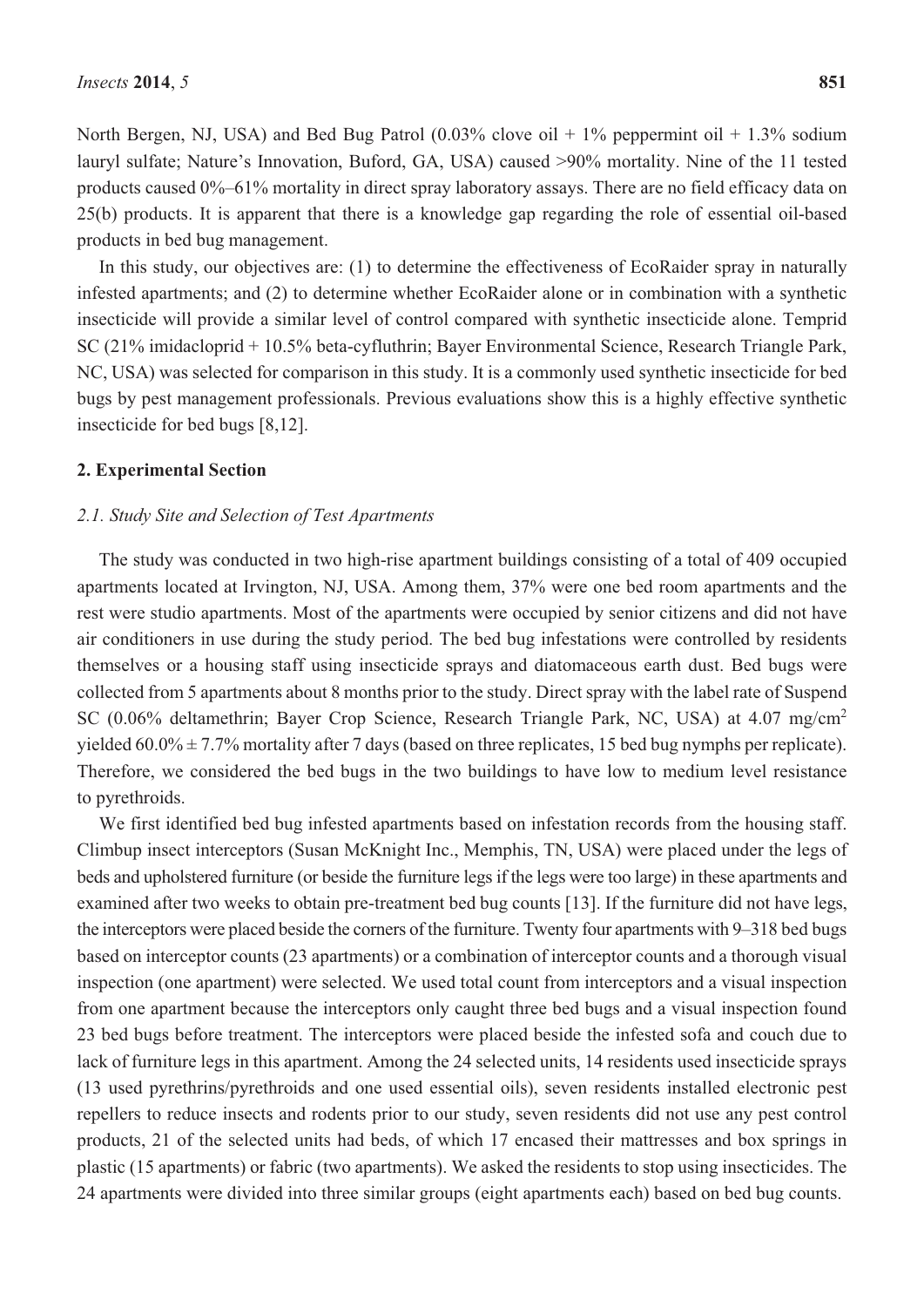North Bergen, NJ, USA) and Bed Bug Patrol (0.03% clove oil + 1% peppermint oil + 1.3% sodium lauryl sulfate; Nature's Innovation, Buford, GA, USA) caused >90% mortality. Nine of the 11 tested products caused 0%–61% mortality in direct spray laboratory assays. There are no field efficacy data on 25(b) products. It is apparent that there is a knowledge gap regarding the role of essential oil-based products in bed bug management.

In this study, our objectives are: (1) to determine the effectiveness of EcoRaider spray in naturally infested apartments; and (2) to determine whether EcoRaider alone or in combination with a synthetic insecticide will provide a similar level of control compared with synthetic insecticide alone. Temprid SC (21% imidacloprid + 10.5% beta-cyfluthrin; Bayer Environmental Science, Research Triangle Park, NC, USA) was selected for comparison in this study. It is a commonly used synthetic insecticide for bed bugs by pest management professionals. Previous evaluations show this is a highly effective synthetic insecticide for bed bugs [8,12].

## 2. Experimental Section

### *2.1. Study Site and Selection of Test Apartments*

The study was conducted in two high-rise apartment buildings consisting of a total of 409 occupied apartments located at Irvington, NJ, USA. Among them, 37% were one bed room apartments and the rest were studio apartments. Most of the apartments were occupied by senior citizens and did not have air conditioners in use during the study period. The bed bug infestations were controlled by residents themselves or a housing staff using insecticide sprays and diatomaceous earth dust. Bed bugs were collected from 5 apartments about 8 months prior to the study. Direct spray with the label rate of Suspend SC (0.06% deltamethrin; Bayer Crop Science, Research Triangle Park, NC, USA) at 4.07 mg/cm$^2$ yielded 60.0% ± 7.7% mortality after 7 days (based on three replicates, 15 bed bug nymphs per replicate). Therefore, we considered the bed bugs in the two buildings to have low to medium level resistance to pyrethroids.

We first identified bed bug infested apartments based on infestation records from the housing staff. Climbup insect interceptors (Susan McKnight Inc., Memphis, TN, USA) were placed under the legs of beds and upholstered furniture (or beside the furniture legs if the legs were too large) in these apartments and examined after two weeks to obtain pre-treatment bed bug counts [13]. If the furniture did not have legs, the interceptors were placed beside the corners of the furniture. Twenty four apartments with 9–318 bed bugs based on interceptor counts (23 apartments) or a combination of interceptor counts and a thorough visual inspection (one apartment) were selected. We used total count from interceptors and a visual inspection from one apartment because the interceptors only caught three bed bugs and a visual inspection found 23 bed bugs before treatment. The interceptors were placed beside the infested sofa and couch due to lack of furniture legs in this apartment. Among the 24 selected units, 14 residents used insecticide sprays (13 used pyrethrins/pyrethroids and one used essential oils), seven residents installed electronic pest repellers to reduce insects and rodents prior to our study, seven residents did not use any pest control products, 21 of the selected units had beds, of which 17 encased their mattresses and box springs in plastic (15 apartments) or fabric (two apartments). We asked the residents to stop using insecticides. The 24 apartments were divided into three similar groups (eight apartments each) based on bed bug counts.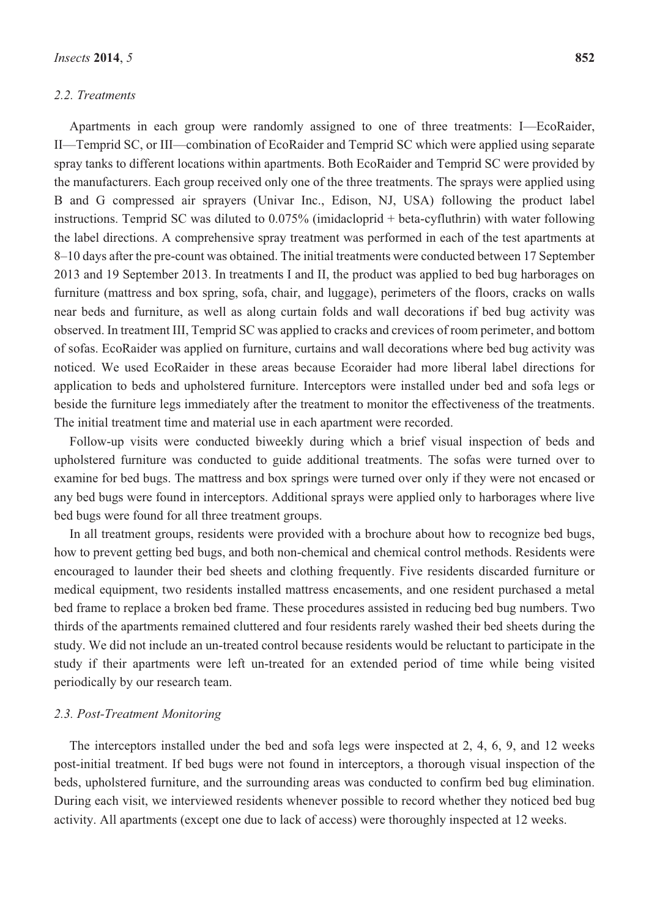### 2.2. Treatments

Apartments in each group were randomly assigned to one of three treatments: I—EcoRaider, II—Temprid SC, or III—combination of EcoRaider and Temprid SC which were applied using separate spray tanks to different locations within apartments. Both EcoRaider and Temprid SC were provided by the manufacturers. Each group received only one of the three treatments. The sprays were applied using B and G compressed air sprayers (Univar Inc., Edison, NJ, USA) following the product label instructions. Temprid SC was diluted to 0.075% (imidacloprid + beta-cyfluthrin) with water following the label directions. A comprehensive spray treatment was performed in each of the test apartments at 8–10 days after the pre-count was obtained. The initial treatments were conducted between 17 September 2013 and 19 September 2013. In treatments I and II, the product was applied to bed bug harborages on furniture (mattress and box spring, sofa, chair, and luggage), perimeters of the floors, cracks on walls near beds and furniture, as well as along curtain folds and wall decorations if bed bug activity was observed. In treatment III, Temprid SC was applied to cracks and crevices of room perimeter, and bottom of sofas. EcoRaider was applied on furniture, curtains and wall decorations where bed bug activity was noticed. We used EcoRaider in these areas because Ecoraider had more liberal label directions for application to beds and upholstered furniture. Interceptors were installed under bed and sofa legs or beside the furniture legs immediately after the treatment to monitor the effectiveness of the treatments. The initial treatment time and material use in each apartment were recorded.

Follow-up visits were conducted biweekly during which a brief visual inspection of beds and upholstered furniture was conducted to guide additional treatments. The sofas were turned over to examine for bed bugs. The mattress and box springs were turned over only if they were not encased or any bed bugs were found in interceptors. Additional sprays were applied only to harborages where live bed bugs were found for all three treatment groups.

In all treatment groups, residents were provided with a brochure about how to recognize bed bugs, how to prevent getting bed bugs, and both non-chemical and chemical control methods. Residents were encouraged to launder their bed sheets and clothing frequently. Five residents discarded furniture or medical equipment, two residents installed mattress encasements, and one resident purchased a metal bed frame to replace a broken bed frame. These procedures assisted in reducing bed bug numbers. Two thirds of the apartments remained cluttered and four residents rarely washed their bed sheets during the study. We did not include an un-treated control because residents would be reluctant to participate in the study if their apartments were left un-treated for an extended period of time while being visited periodically by our research team.

### 2.3. Post-Treatment Monitoring

The interceptors installed under the bed and sofa legs were inspected at 2, 4, 6, 9, and 12 weeks post-initial treatment. If bed bugs were not found in interceptors, a thorough visual inspection of the beds, upholstered furniture, and the surrounding areas was conducted to confirm bed bug elimination. During each visit, we interviewed residents whenever possible to record whether they noticed bed bug activity. All apartments (except one due to lack of access) were thoroughly inspected at 12 weeks.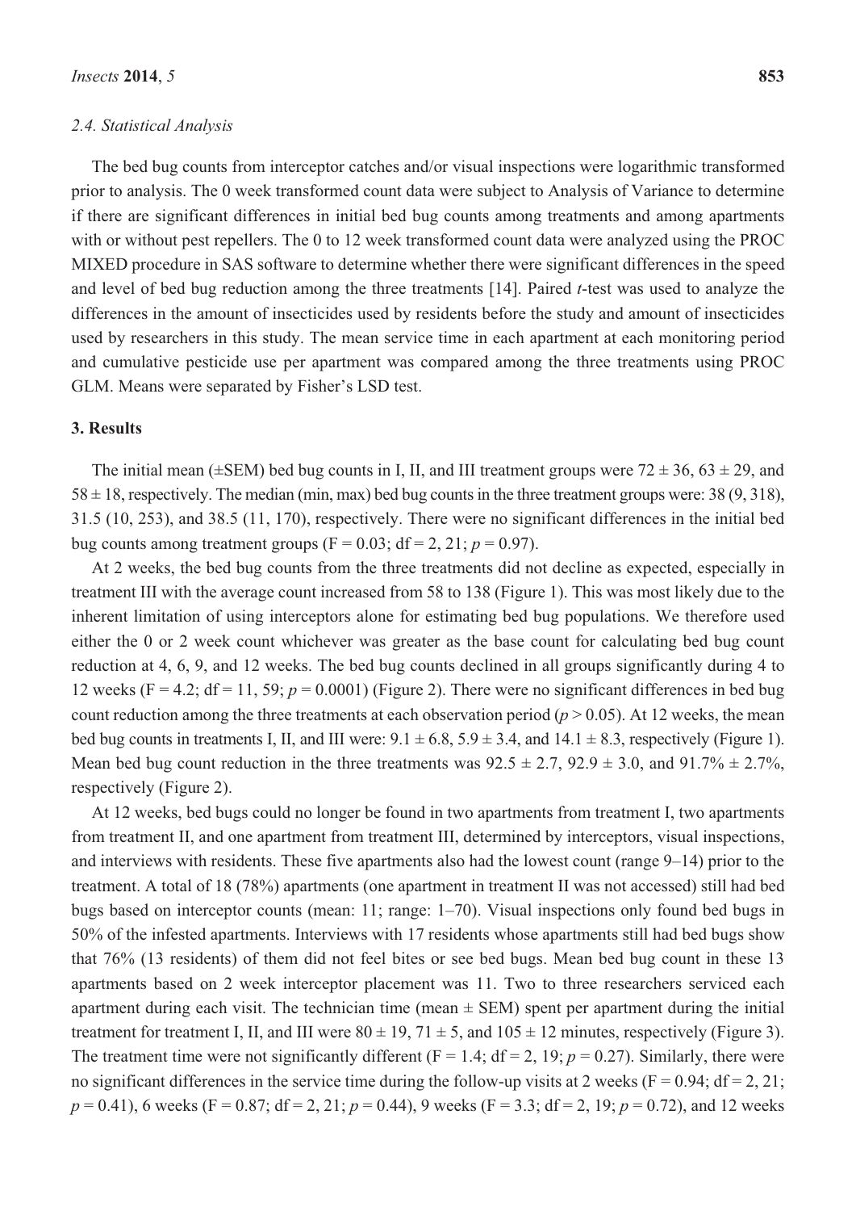### 2.4. Statistical Analysis

The bed bug counts from interceptor catches and/or visual inspections were logarithmic transformed prior to analysis. The 0 week transformed count data were subject to Analysis of Variance to determine if there are significant differences in initial bed bug counts among treatments and among apartments with or without pest repellers. The 0 to 12 week transformed count data were analyzed using the PROC MIXED procedure in SAS software to determine whether there were significant differences in the speed and level of bed bug reduction among the three treatments [14]. Paired *t*-test was used to analyze the differences in the amount of insecticides used by residents before the study and amount of insecticides used by researchers in this study. The mean service time in each apartment at each monitoring period and cumulative pesticide use per apartment was compared among the three treatments using PROC GLM. Means were separated by Fisher's LSD test.

## 3. Results

The initial mean (±SEM) bed bug counts in I, II, and III treatment groups were 72 ± 36, 63 ± 29, and 58 ± 18, respectively. The median (min, max) bed bug counts in the three treatment groups were: 38 (9, 318), 31.5 (10, 253), and 38.5 (11, 170), respectively. There were no significant differences in the initial bed bug counts among treatment groups ($F = 0.03$; $df = 2, 21$; $p = 0.97$).

At 2 weeks, the bed bug counts from the three treatments did not decline as expected, especially in treatment III with the average count increased from 58 to 138 (Figure 1). This was most likely due to the inherent limitation of using interceptors alone for estimating bed bug populations. We therefore used either the 0 or 2 week count whichever was greater as the base count for calculating bed bug count reduction at 4, 6, 9, and 12 weeks. The bed bug counts declined in all groups significantly during 4 to 12 weeks ($F = 4.2$; $df = 11, 59$; $p = 0.0001$) (Figure 2). There were no significant differences in bed bug count reduction among the three treatments at each observation period ($p > 0.05$). At 12 weeks, the mean bed bug counts in treatments I, II, and III were: 9.1 ± 6.8, 5.9 ± 3.4, and 14.1 ± 8.3, respectively (Figure 1). Mean bed bug count reduction in the three treatments was 92.5 ± 2.7, 92.9 ± 3.0, and 91.7% ± 2.7%, respectively (Figure 2).

At 12 weeks, bed bugs could no longer be found in two apartments from treatment I, two apartments from treatment II, and one apartment from treatment III, determined by interceptors, visual inspections, and interviews with residents. These five apartments also had the lowest count (range 9–14) prior to the treatment. A total of 18 (78%) apartments (one apartment in treatment II was not accessed) still had bed bugs based on interceptor counts (mean: 11; range: 1–70). Visual inspections only found bed bugs in 50% of the infested apartments. Interviews with 17 residents whose apartments still had bed bugs show that 76% (13 residents) of them did not feel bites or see bed bugs. Mean bed bug count in these 13 apartments based on 2 week interceptor placement was 11. Two to three researchers serviced each apartment during each visit. The technician time (mean ± SEM) spent per apartment during the initial treatment for treatment I, II, and III were 80 ± 19, 71 ± 5, and 105 ± 12 minutes, respectively (Figure 3). The treatment time were not significantly different ($F = 1.4$; $df = 2, 19$; $p = 0.27$). Similarly, there were no significant differences in the service time during the follow-up visits at 2 weeks ($F = 0.94$; $df = 2, 21$; $p = 0.41$), 6 weeks ($F = 0.87$; $df = 2, 21$; $p = 0.44$), 9 weeks ($F = 3.3$; $df = 2, 19$; $p = 0.72$), and 12 weeks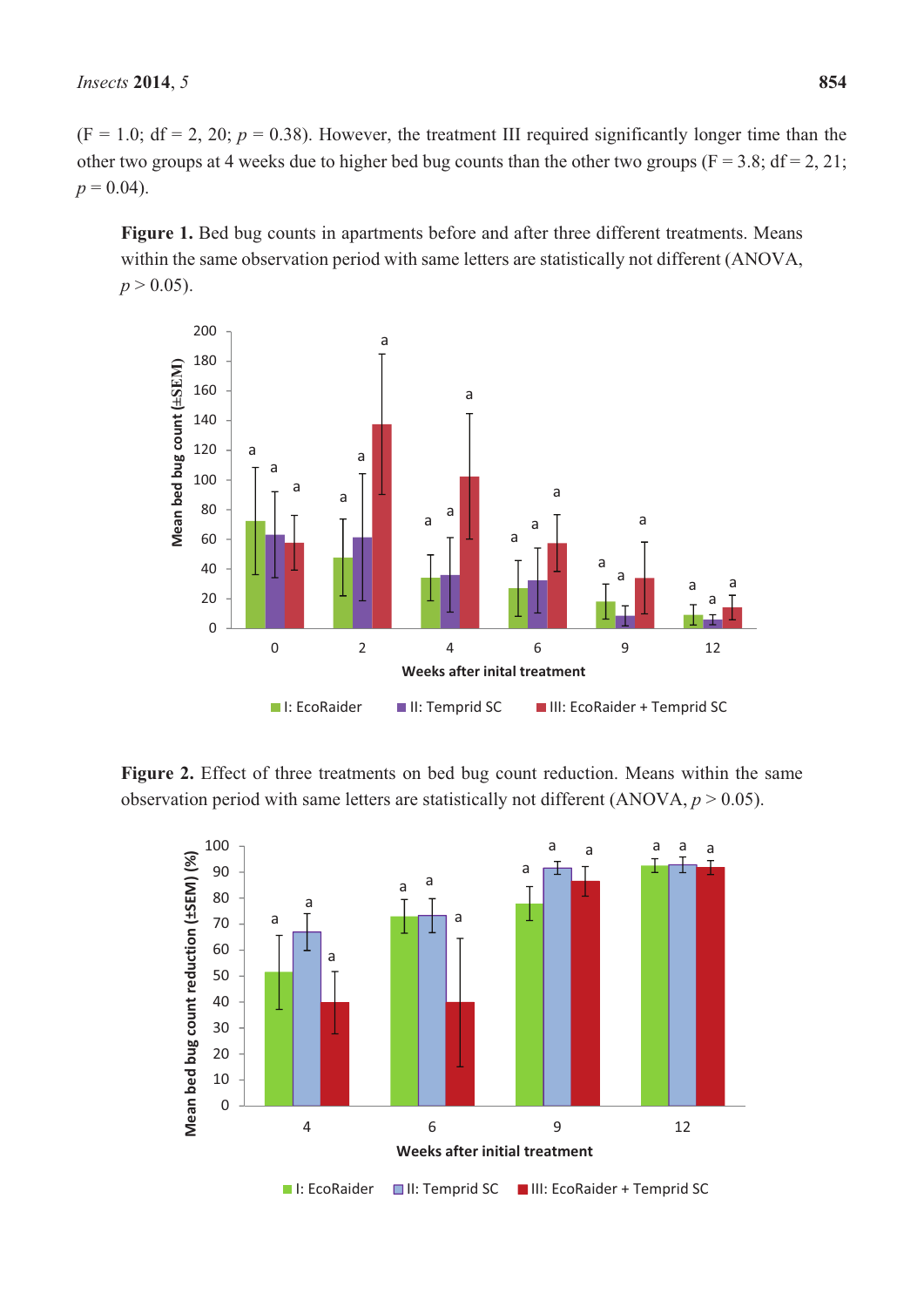(F = 1.0; df = 2, 20; $p$ = 0.38). However, the treatment III required significantly longer time than the other two groups at 4 weeks due to higher bed bug counts than the other two groups (F = 3.8; df = 2, 21; $p$ = 0.04).

**Figure 1.** Bed bug counts in apartments before and after three different treatments. Means within the same observation period with same letters are statistically not different (ANOVA, $p > 0.05$).

**Figure 2.** Effect of three treatments on bed bug count reduction. Means within the same observation period with same letters are statistically not different (ANOVA, $p > 0.05$).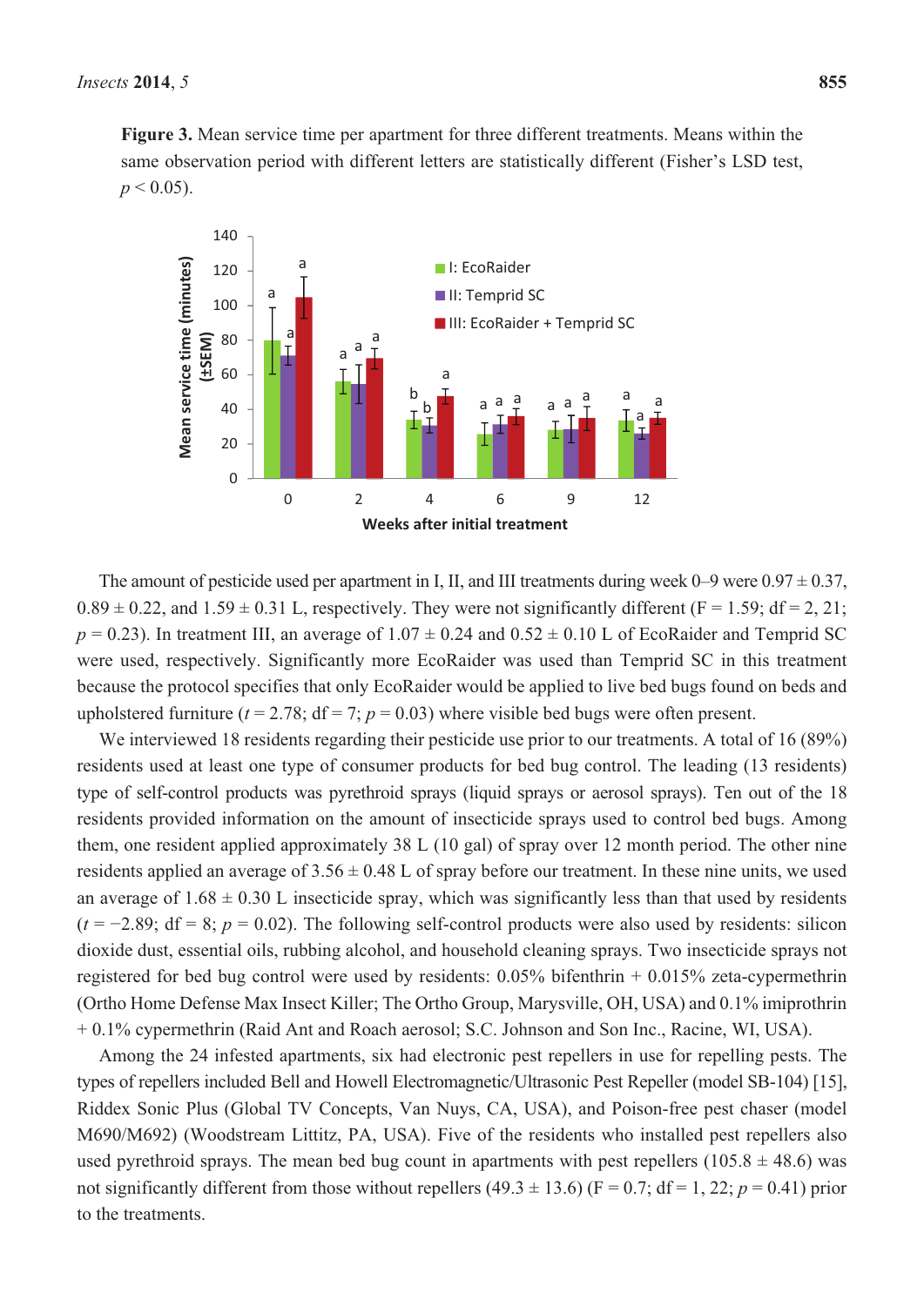**Figure 3.** Mean service time per apartment for three different treatments. Means within the same observation period with different letters are statistically different (Fisher's LSD test, $p < 0.05$).

The amount of pesticide used per apartment in I, II, and III treatments during week 0–9 were 0.97 ± 0.37, 0.89 ± 0.22, and 1.59 ± 0.31 L, respectively. They were not significantly different ($F = 1.59$; df = 2, 21; $p = 0.23$). In treatment III, an average of 1.07 ± 0.24 and 0.52 ± 0.10 L of EcoRaider and Temprid SC were used, respectively. Significantly more EcoRaider was used than Temprid SC in this treatment because the protocol specifies that only EcoRaider would be applied to live bed bugs found on beds and upholstered furniture ($t = 2.78$; df = 7; $p = 0.03$) where visible bed bugs were often present.

We interviewed 18 residents regarding their pesticide use prior to our treatments. A total of 16 (89%) residents used at least one type of consumer products for bed bug control. The leading (13 residents) type of self-control products was pyrethroid sprays (liquid sprays or aerosol sprays). Ten out of the 18 residents provided information on the amount of insecticide sprays used to control bed bugs. Among them, one resident applied approximately 38 L (10 gal) of spray over 12 month period. The other nine residents applied an average of 3.56 ± 0.48 L of spray before our treatment. In these nine units, we used an average of 1.68 ± 0.30 L insecticide spray, which was significantly less than that used by residents ($t = -2.89$; df = 8; $p = 0.02$). The following self-control products were also used by residents: silicon dioxide dust, essential oils, rubbing alcohol, and household cleaning sprays. Two insecticide sprays not registered for bed bug control were used by residents: 0.05% bifenthrin + 0.015% zeta-cypermethrin (Ortho Home Defense Max Insect Killer; The Ortho Group, Marysville, OH, USA) and 0.1% imiprothrin + 0.1% cypermethrin (Raid Ant and Roach aerosol; S.C. Johnson and Son Inc., Racine, WI, USA).

Among the 24 infested apartments, six had electronic pest repellers in use for repelling pests. The types of repellers included Bell and Howell Electromagnetic/Ultrasonic Pest Repeller (model SB-104) [15], Riddex Sonic Plus (Global TV Concepts, Van Nuys, CA, USA), and Poison-free pest chaser (model M690/M692) (Woodstream Littitz, PA, USA). Five of the residents who installed pest repellers also used pyrethroid sprays. The mean bed bug count in apartments with pest repellers (105.8 ± 48.6) was not significantly different from those without repellers (49.3 ± 13.6) ($F = 0.7$; df = 1, 22; $p = 0.41$) prior to the treatments.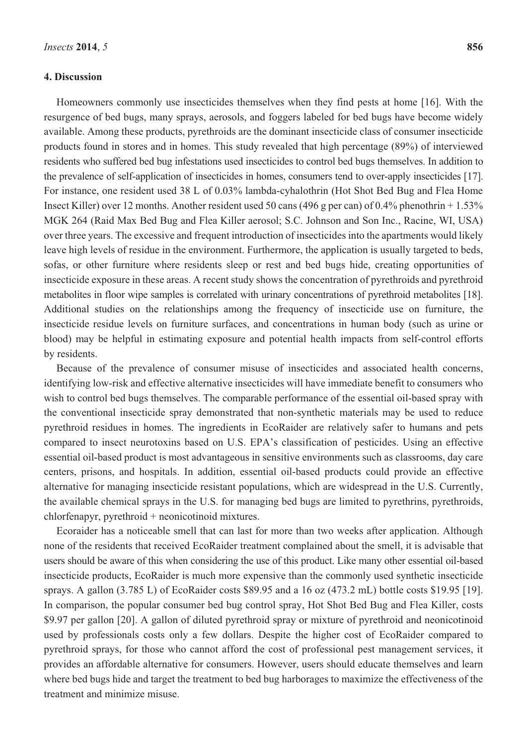## 4. Discussion

Homeowners commonly use insecticides themselves when they find pests at home [16]. With the resurgence of bed bugs, many sprays, aerosols, and foggers labeled for bed bugs have become widely available. Among these products, pyrethroids are the dominant insecticide class of consumer insecticide products found in stores and in homes. This study revealed that high percentage (89%) of interviewed residents who suffered bed bug infestations used insecticides to control bed bugs themselves. In addition to the prevalence of self-application of insecticides in homes, consumers tend to over-apply insecticides [17]. For instance, one resident used 38 L of 0.03% lambda-cyhalothrin (Hot Shot Bed Bug and Flea Home Insect Killer) over 12 months. Another resident used 50 cans (496 g per can) of 0.4% phenothrin + 1.53% MGK 264 (Raid Max Bed Bug and Flea Killer aerosol; S.C. Johnson and Son Inc., Racine, WI, USA) over three years. The excessive and frequent introduction of insecticides into the apartments would likely leave high levels of residue in the environment. Furthermore, the application is usually targeted to beds, sofas, or other furniture where residents sleep or rest and bed bugs hide, creating opportunities of insecticide exposure in these areas. A recent study shows the concentration of pyrethroids and pyrethroid metabolites in floor wipe samples is correlated with urinary concentrations of pyrethroid metabolites [18]. Additional studies on the relationships among the frequency of insecticide use on furniture, the insecticide residue levels on furniture surfaces, and concentrations in human body (such as urine or blood) may be helpful in estimating exposure and potential health impacts from self-control efforts by residents.

Because of the prevalence of consumer misuse of insecticides and associated health concerns, identifying low-risk and effective alternative insecticides will have immediate benefit to consumers who wish to control bed bugs themselves. The comparable performance of the essential oil-based spray with the conventional insecticide spray demonstrated that non-synthetic materials may be used to reduce pyrethroid residues in homes. The ingredients in EcoRaider are relatively safer to humans and pets compared to insect neurotoxins based on U.S. EPA's classification of pesticides. Using an effective essential oil-based product is most advantageous in sensitive environments such as classrooms, day care centers, prisons, and hospitals. In addition, essential oil-based products could provide an effective alternative for managing insecticide resistant populations, which are widespread in the U.S. Currently, the available chemical sprays in the U.S. for managing bed bugs are limited to pyrethrins, pyrethroids, chlorfenapyr, pyrethroid + neonicotinoid mixtures.

Ecoraider has a noticeable smell that can last for more than two weeks after application. Although none of the residents that received EcoRaider treatment complained about the smell, it is advisable that users should be aware of this when considering the use of this product. Like many other essential oil-based insecticide products, EcoRaider is much more expensive than the commonly used synthetic insecticide sprays. A gallon (3.785 L) of EcoRaider costs $89.95 and a 16 oz (473.2 mL) bottle costs $19.95 [19]. In comparison, the popular consumer bed bug control spray, Hot Shot Bed Bug and Flea Killer, costs $9.97 per gallon [20]. A gallon of diluted pyrethroid spray or mixture of pyrethroid and neonicotinoid used by professionals costs only a few dollars. Despite the higher cost of EcoRaider compared to pyrethroid sprays, for those who cannot afford the cost of professional pest management services, it provides an affordable alternative for consumers. However, users should educate themselves and learn where bed bugs hide and target the treatment to bed bug harborages to maximize the effectiveness of the treatment and minimize misuse.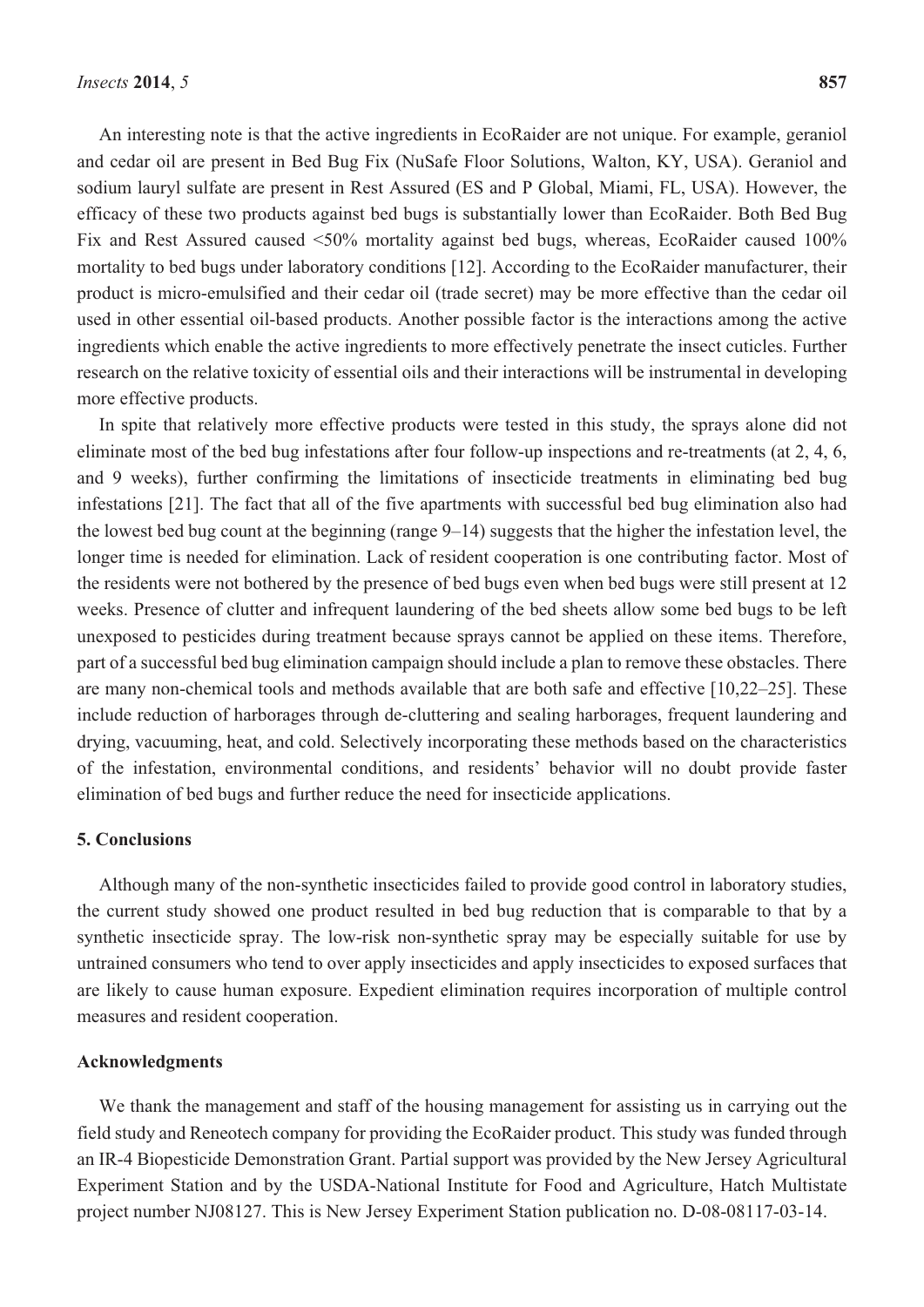An interesting note is that the active ingredients in EcoRaider are not unique. For example, geraniol and cedar oil are present in Bed Bug Fix (NuSafe Floor Solutions, Walton, KY, USA). Geraniol and sodium lauryl sulfate are present in Rest Assured (ES and P Global, Miami, FL, USA). However, the efficacy of these two products against bed bugs is substantially lower than EcoRaider. Both Bed Bug Fix and Rest Assured caused <50% mortality against bed bugs, whereas, EcoRaider caused 100% mortality to bed bugs under laboratory conditions [12]. According to the EcoRaider manufacturer, their product is micro-emulsified and their cedar oil (trade secret) may be more effective than the cedar oil used in other essential oil-based products. Another possible factor is the interactions among the active ingredients which enable the active ingredients to more effectively penetrate the insect cuticles. Further research on the relative toxicity of essential oils and their interactions will be instrumental in developing more effective products.

In spite that relatively more effective products were tested in this study, the sprays alone did not eliminate most of the bed bug infestations after four follow-up inspections and re-treatments (at 2, 4, 6, and 9 weeks), further confirming the limitations of insecticide treatments in eliminating bed bug infestations [21]. The fact that all of the five apartments with successful bed bug elimination also had the lowest bed bug count at the beginning (range 9–14) suggests that the higher the infestation level, the longer time is needed for elimination. Lack of resident cooperation is one contributing factor. Most of the residents were not bothered by the presence of bed bugs even when bed bugs were still present at 12 weeks. Presence of clutter and infrequent laundering of the bed sheets allow some bed bugs to be left unexposed to pesticides during treatment because sprays cannot be applied on these items. Therefore, part of a successful bed bug elimination campaign should include a plan to remove these obstacles. There are many non-chemical tools and methods available that are both safe and effective [10,22–25]. These include reduction of harborages through de-cluttering and sealing harborages, frequent laundering and drying, vacuuming, heat, and cold. Selectively incorporating these methods based on the characteristics of the infestation, environmental conditions, and residents' behavior will no doubt provide faster elimination of bed bugs and further reduce the need for insecticide applications.

## 5. Conclusions

Although many of the non-synthetic insecticides failed to provide good control in laboratory studies, the current study showed one product resulted in bed bug reduction that is comparable to that by a synthetic insecticide spray. The low-risk non-synthetic spray may be especially suitable for use by untrained consumers who tend to over apply insecticides and apply insecticides to exposed surfaces that are likely to cause human exposure. Expedient elimination requires incorporation of multiple control measures and resident cooperation.

## Acknowledgments

We thank the management and staff of the housing management for assisting us in carrying out the field study and Reneotech company for providing the EcoRaider product. This study was funded through an IR-4 Biopesticide Demonstration Grant. Partial support was provided by the New Jersey Agricultural Experiment Station and by the USDA-National Institute for Food and Agriculture, Hatch Multistate project number NJ08127. This is New Jersey Experiment Station publication no. D-08-08117-03-14.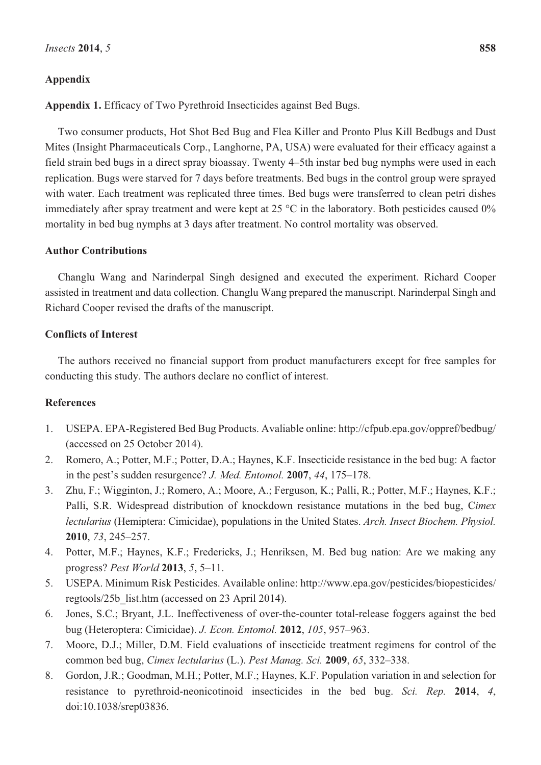## Appendix

**Appendix 1.** Efficacy of Two Pyrethroid Insecticides against Bed Bugs.

Two consumer products, Hot Shot Bed Bug and Flea Killer and Pronto Plus Kill Bedbugs and Dust Mites (Insight Pharmaceuticals Corp., Langhorne, PA, USA) were evaluated for their efficacy against a field strain bed bugs in a direct spray bioassay. Twenty 4–5th instar bed bug nymphs were used in each replication. Bugs were starved for 7 days before treatments. Bed bugs in the control group were sprayed with water. Each treatment was replicated three times. Bed bugs were transferred to clean petri dishes immediately after spray treatment and were kept at 25 °C in the laboratory. Both pesticides caused 0% mortality in bed bug nymphs at 3 days after treatment. No control mortality was observed.

## Author Contributions

Changlu Wang and Narinderpal Singh designed and executed the experiment. Richard Cooper assisted in treatment and data collection. Changlu Wang prepared the manuscript. Narinderpal Singh and Richard Cooper revised the drafts of the manuscript.

## Conflicts of Interest

The authors received no financial support from product manufacturers except for free samples for conducting this study. The authors declare no conflict of interest.

## References

1. USEPA. EPA-Registered Bed Bug Products. Avaliable online: http://cfpub.epa.gov/oppref/bedbug/ (accessed on 25 October 2014).
2. Romero, A.; Potter, M.F.; Potter, D.A.; Haynes, K.F. Insecticide resistance in the bed bug: A factor in the pest's sudden resurgence? *J. Med. Entomol.* **2007**, *44*, 175–178.
3. Zhu, F.; Wigginton, J.; Romero, A.; Moore, A.; Ferguson, K.; Palli, R.; Potter, M.F.; Haynes, K.F.; Palli, S.R. Widespread distribution of knockdown resistance mutations in the bed bug, C*imex lectularius* (Hemiptera: Cimicidae), populations in the United States. *Arch. Insect Biochem. Physiol.* **2010**, *73*, 245–257.
4. Potter, M.F.; Haynes, K.F.; Fredericks, J.; Henriksen, M. Bed bug nation: Are we making any progress? *Pest World* **2013**, *5*, 5–11.
5. USEPA. Minimum Risk Pesticides. Available online: http://www.epa.gov/pesticides/biopesticides/regtools/25b_list.htm (accessed on 23 April 2014).
6. Jones, S.C.; Bryant, J.L. Ineffectiveness of over-the-counter total-release foggers against the bed bug (Heteroptera: Cimicidae). *J. Econ. Entomol.* **2012**, *105*, 957–963.
7. Moore, D.J.; Miller, D.M. Field evaluations of insecticide treatment regimens for control of the common bed bug, *Cimex lectularius* (L.). *Pest Manag. Sci.* **2009**, *65*, 332–338.
8. Gordon, J.R.; Goodman, M.H.; Potter, M.F.; Haynes, K.F. Population variation in and selection for resistance to pyrethroid-neonicotinoid insecticides in the bed bug. *Sci. Rep.* **2014**, *4*, doi:10.1038/srep03836.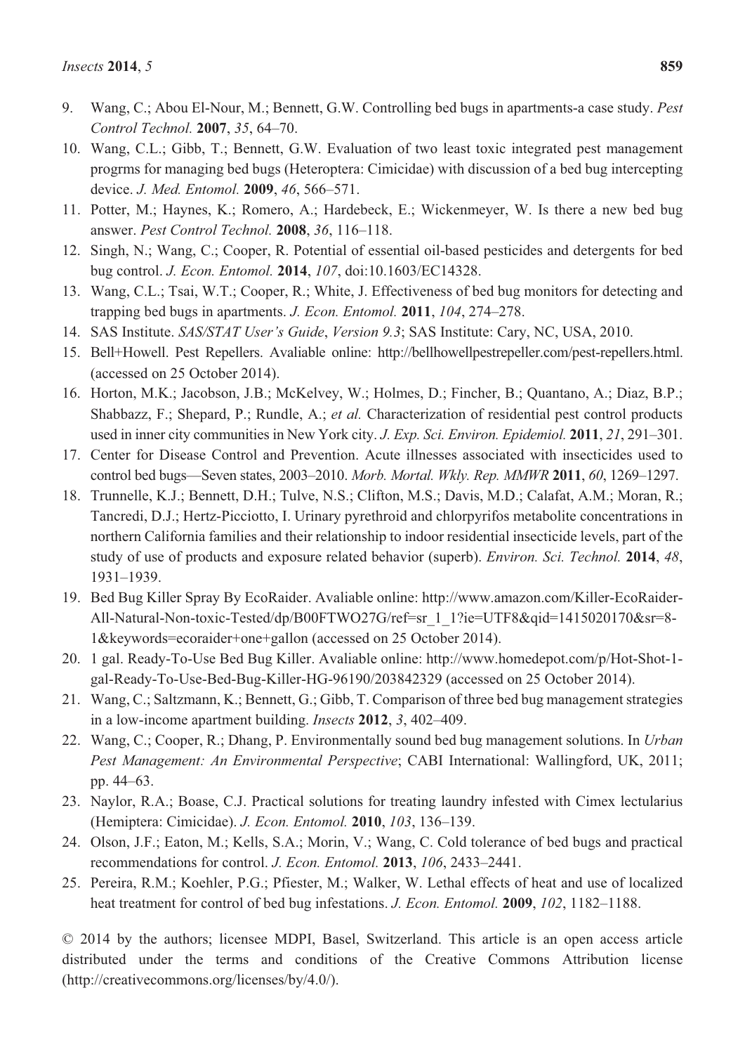9. Wang, C.; Abou El-Nour, M.; Bennett, G.W. Controlling bed bugs in apartments-a case study. *Pest Control Technol.* **2007**, *35*, 64–70.
10. Wang, C.L.; Gibb, T.; Bennett, G.W. Evaluation of two least toxic integrated pest management progrms for managing bed bugs (Heteroptera: Cimicidae) with discussion of a bed bug intercepting device. *J. Med. Entomol.* **2009**, *46*, 566–571.
11. Potter, M.; Haynes, K.; Romero, A.; Hardebeck, E.; Wickenmeyer, W. Is there a new bed bug answer. *Pest Control Technol.* **2008**, *36*, 116–118.
12. Singh, N.; Wang, C.; Cooper, R. Potential of essential oil-based pesticides and detergents for bed bug control. *J. Econ. Entomol.* **2014**, *107*, doi:10.1603/EC14328.
13. Wang, C.L.; Tsai, W.T.; Cooper, R.; White, J. Effectiveness of bed bug monitors for detecting and trapping bed bugs in apartments. *J. Econ. Entomol.* **2011**, *104*, 274–278.
14. SAS Institute. *SAS/STAT User's Guide*, *Version 9.3*; SAS Institute: Cary, NC, USA, 2010.
15. Bell+Howell. Pest Repellers. Avaliable online: http://bellhowellpestrepeller.com/pest-repellers.html. (accessed on 25 October 2014).
16. Horton, M.K.; Jacobson, J.B.; McKelvey, W.; Holmes, D.; Fincher, B.; Quantano, A.; Diaz, B.P.; Shabbazz, F.; Shepard, P.; Rundle, A.; *et al.* Characterization of residential pest control products used in inner city communities in New York city. *J. Exp. Sci. Environ. Epidemiol.* **2011**, *21*, 291–301.
17. Center for Disease Control and Prevention. Acute illnesses associated with insecticides used to control bed bugs—Seven states, 2003–2010. *Morb. Mortal. Wkly. Rep. MMWR* **2011**, *60*, 1269–1297.
18. Trunnelle, K.J.; Bennett, D.H.; Tulve, N.S.; Clifton, M.S.; Davis, M.D.; Calafat, A.M.; Moran, R.; Tancredi, D.J.; Hertz-Picciotto, I. Urinary pyrethroid and chlorpyrifos metabolite concentrations in northern California families and their relationship to indoor residential insecticide levels, part of the study of use of products and exposure related behavior (superb). *Environ. Sci. Technol.* **2014**, *48*, 1931–1939.
19. Bed Bug Killer Spray By EcoRaider. Avaliable online: http://www.amazon.com/Killer-EcoRaider-All-Natural-Non-toxic-Tested/dp/B00FTWO27G/ref=sr_1_1?ie=UTF8&qid=1415020170&sr=8-1&keywords=ecoraider+one+gallon (accessed on 25 October 2014).
20. 1 gal. Ready-To-Use Bed Bug Killer. Avaliable online: http://www.homedepot.com/p/Hot-Shot-1-gal-Ready-To-Use-Bed-Bug-Killer-HG-96190/203842329 (accessed on 25 October 2014).
21. Wang, C.; Saltzmann, K.; Bennett, G.; Gibb, T. Comparison of three bed bug management strategies in a low-income apartment building. *Insects* **2012**, *3*, 402–409.
22. Wang, C.; Cooper, R.; Dhang, P. Environmentally sound bed bug management solutions. In *Urban Pest Management: An Environmental Perspective*; CABI International: Wallingford, UK, 2011; pp. 44–63.
23. Naylor, R.A.; Boase, C.J. Practical solutions for treating laundry infested with Cimex lectularius (Hemiptera: Cimicidae). *J. Econ. Entomol.* **2010**, *103*, 136–139.
24. Olson, J.F.; Eaton, M.; Kells, S.A.; Morin, V.; Wang, C. Cold tolerance of bed bugs and practical recommendations for control. *J. Econ. Entomol.* **2013**, *106*, 2433–2441.
25. Pereira, R.M.; Koehler, P.G.; Pfiester, M.; Walker, W. Lethal effects of heat and use of localized heat treatment for control of bed bug infestations. *J. Econ. Entomol.* **2009**, *102*, 1182–1188.

© 2014 by the authors; licensee MDPI, Basel, Switzerland. This article is an open access article distributed under the terms and conditions of the Creative Commons Attribution license (http://creativecommons.org/licenses/by/4.0/).